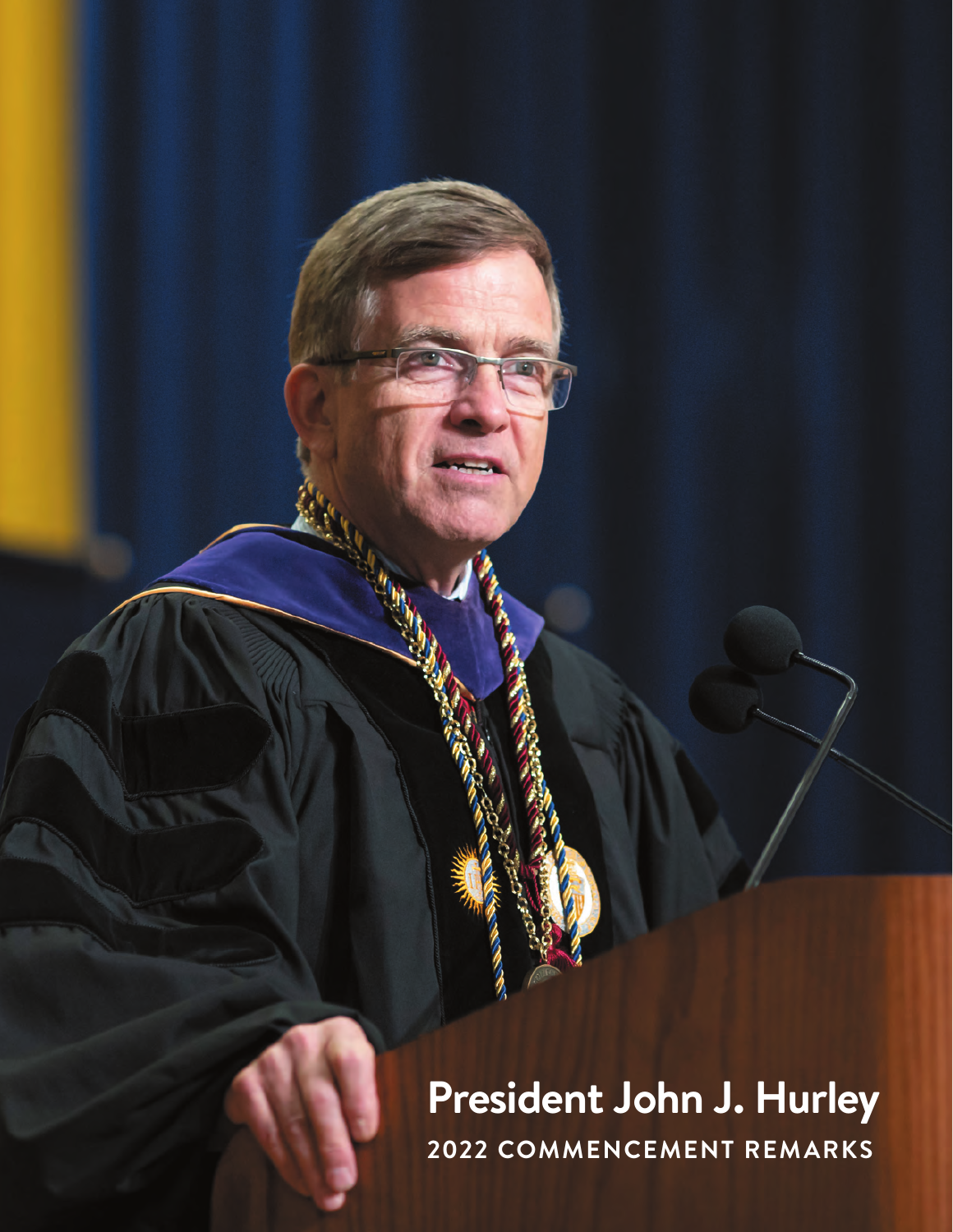# President John J. Hurley

## 2022 COMMENCEMENT REMARKS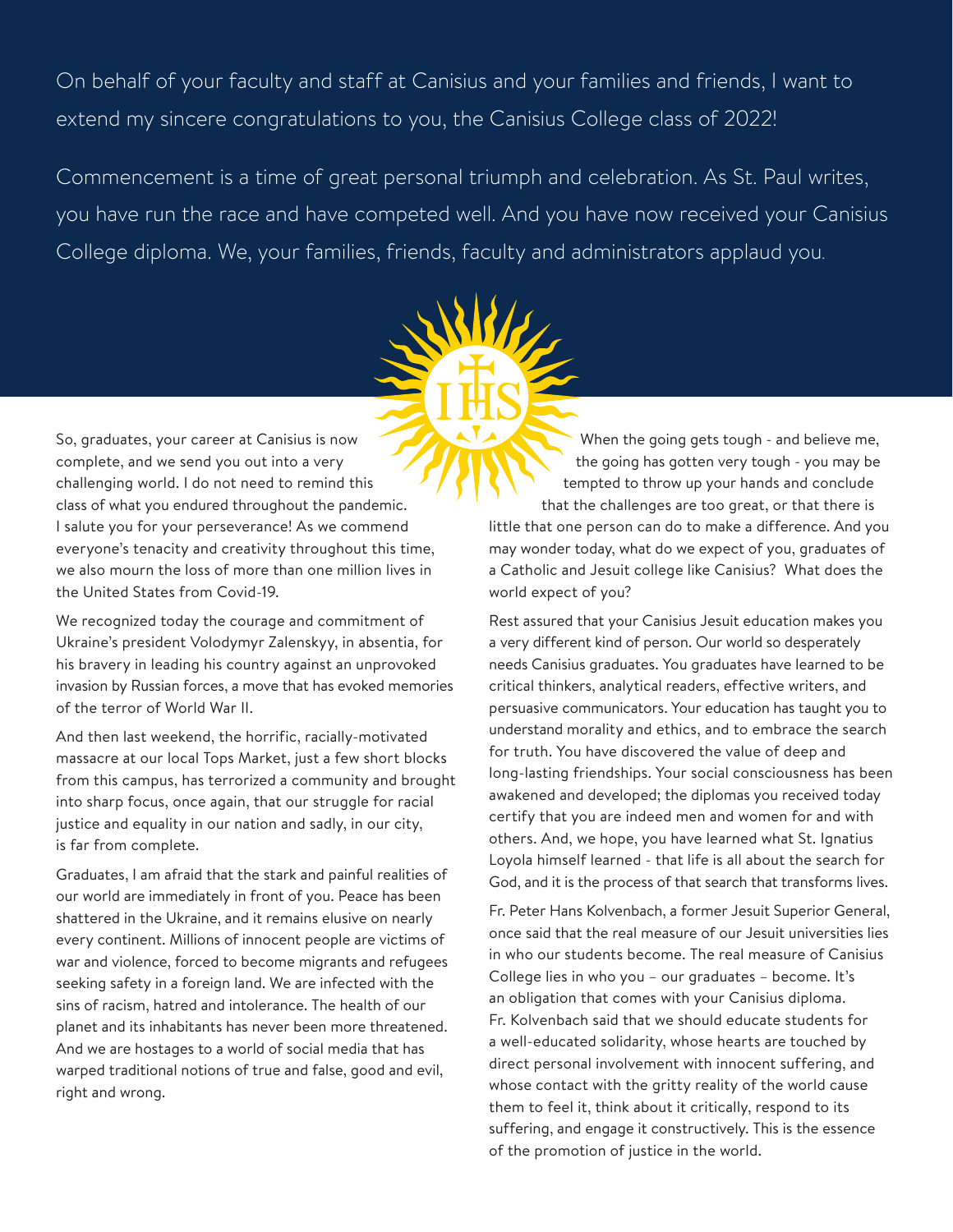On behalf of your faculty and staff at Canisius and your families and friends, I want to extend my sincere congratulations to you, the Canisius College class of 2022!

Commencement is a time of great personal triumph and celebration. As St. Paul writes, you have run the race and have competed well. And you have now received your Canisius College diploma. We, your families, friends, faculty and administrators applaud you.

So, graduates, your career at Canisius is now complete, and we send you out into a very challenging world. I do not need to remind this class of what you endured throughout the pandemic. I salute you for your perseverance! As we commend everyone's tenacity and creativity throughout this time, we also mourn the loss of more than one million lives in the United States from Covid-19.

We recognized today the courage and commitment of Ukraine's president Volodymyr Zalenskyy, in absentia, for his bravery in leading his country against an unprovoked invasion by Russian forces, a move that has evoked memories of the terror of World War II.

And then last weekend, the horrific, racially-motivated massacre at our local Tops Market, just a few short blocks from this campus, has terrorized a community and brought into sharp focus, once again, that our struggle for racial justice and equality in our nation and sadly, in our city, is far from complete.

Graduates, I am afraid that the stark and painful realities of our world are immediately in front of you. Peace has been shattered in the Ukraine, and it remains elusive on nearly every continent. Millions of innocent people are victims of war and violence, forced to become migrants and refugees seeking safety in a foreign land. We are infected with the sins of racism, hatred and intolerance. The health of our planet and its inhabitants has never been more threatened. And we are hostages to a world of social media that has warped traditional notions of true and false, good and evil, right and wrong.

When the going gets tough - and believe me, the going has gotten very tough - you may be tempted to throw up your hands and conclude that the challenges are too great, or that there is little that one person can do to make a difference. And you may wonder today, what do we expect of you, graduates of a Catholic and Jesuit college like Canisius? What does the world expect of you?

Rest assured that your Canisius Jesuit education makes you a very different kind of person. Our world so desperately needs Canisius graduates. You graduates have learned to be critical thinkers, analytical readers, effective writers, and persuasive communicators. Your education has taught you to understand morality and ethics, and to embrace the search for truth. You have discovered the value of deep and long-lasting friendships. Your social consciousness has been awakened and developed; the diplomas you received today certify that you are indeed men and women for and with others. And, we hope, you have learned what St. Ignatius Loyola himself learned - that life is all about the search for God, and it is the process of that search that transforms lives.

Fr. Peter Hans Kolvenbach, a former Jesuit Superior General, once said that the real measure of our Jesuit universities lies in who our students become. The real measure of Canisius College lies in who you – our graduates – become. It's an obligation that comes with your Canisius diploma. Fr. Kolvenbach said that we should educate students for a well-educated solidarity, whose hearts are touched by direct personal involvement with innocent suffering, and whose contact with the gritty reality of the world cause them to feel it, think about it critically, respond to its suffering, and engage it constructively. This is the essence of the promotion of justice in the world.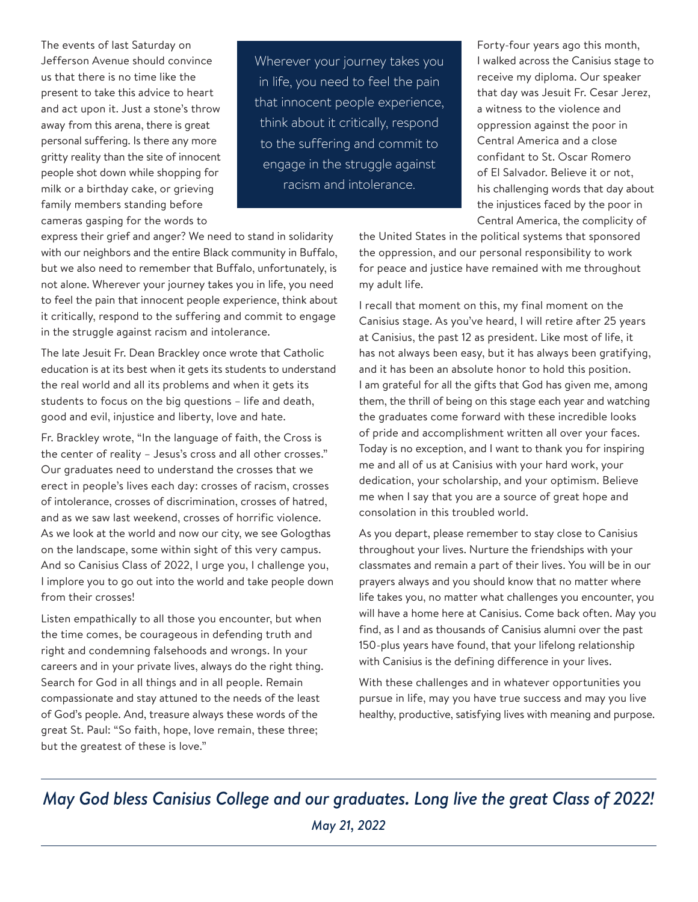The events of last Saturday on Jefferson Avenue should convince us that there is no time like the present to take this advice to heart and act upon it. Just a stone's throw away from this arena, there is great personal suffering. Is there any more gritty reality than the site of innocent people shot down while shopping for milk or a birthday cake, or grieving family members standing before cameras gasping for the words to express their grief and anger? We need to stand in solidarity with our neighbors and the entire Black community in Buffalo, but we also need to remember that Buffalo, unfortunately, is not alone. Wherever your journey takes you in life, you need to feel the pain that innocent people experience, think about it critically, respond to the suffering and commit to engage in the struggle against racism and intolerance.

> Wherever your journey takes you in life, you need to feel the pain that innocent people experience, think about it critically, respond to the suffering and commit to engage in the struggle against racism and intolerance.

The late Jesuit Fr. Dean Brackley once wrote that Catholic education is at its best when it gets its students to understand the real world and all its problems and when it gets its students to focus on the big questions – life and death, good and evil, injustice and liberty, love and hate.

Fr. Brackley wrote, "In the language of faith, the Cross is the center of reality – Jesus's cross and all other crosses." Our graduates need to understand the crosses that we erect in people's lives each day: crosses of racism, crosses of intolerance, crosses of discrimination, crosses of hatred, and as we saw last weekend, crosses of horrific violence. As we look at the world and now our city, we see Gologthas on the landscape, some within sight of this very campus. And so Canisius Class of 2022, I urge you, I challenge you, I implore you to go out into the world and take people down from their crosses!

Listen empathically to all those you encounter, but when the time comes, be courageous in defending truth and right and condemning falsehoods and wrongs. In your careers and in your private lives, always do the right thing. Search for God in all things and in all people. Remain compassionate and stay attuned to the needs of the least of God's people. And, treasure always these words of the great St. Paul: "So faith, hope, love remain, these three; but the greatest of these is love."

Forty-four years ago this month, I walked across the Canisius stage to receive my diploma. Our speaker that day was Jesuit Fr. Cesar Jerez, a witness to the violence and oppression against the poor in Central America and a close confidant to St. Oscar Romero of El Salvador. Believe it or not, his challenging words that day about the injustices faced by the poor in Central America, the complicity of the United States in the political systems that sponsored the oppression, and our personal responsibility to work for peace and justice have remained with me throughout my adult life.

I recall that moment on this, my final moment on the Canisius stage. As you've heard, I will retire after 25 years at Canisius, the past 12 as president. Like most of life, it has not always been easy, but it has always been gratifying, and it has been an absolute honor to hold this position. I am grateful for all the gifts that God has given me, among them, the thrill of being on this stage each year and watching the graduates come forward with these incredible looks of pride and accomplishment written all over your faces. Today is no exception, and I want to thank you for inspiring me and all of us at Canisius with your hard work, your dedication, your scholarship, and your optimism. Believe me when I say that you are a source of great hope and consolation in this troubled world.

As you depart, please remember to stay close to Canisius throughout your lives. Nurture the friendships with your classmates and remain a part of their lives. You will be in our prayers always and you should know that no matter where life takes you, no matter what challenges you encounter, you will have a home here at Canisius. Come back often. May you find, as I and as thousands of Canisius alumni over the past 150-plus years have found, that your lifelong relationship with Canisius is the defining difference in your lives.

With these challenges and in whatever opportunities you pursue in life, may you have true success and may you live healthy, productive, satisfying lives with meaning and purpose.

---

*May God bless Canisius College and our graduates. Long live the great Class of 2022!*

*May 21, 2022*